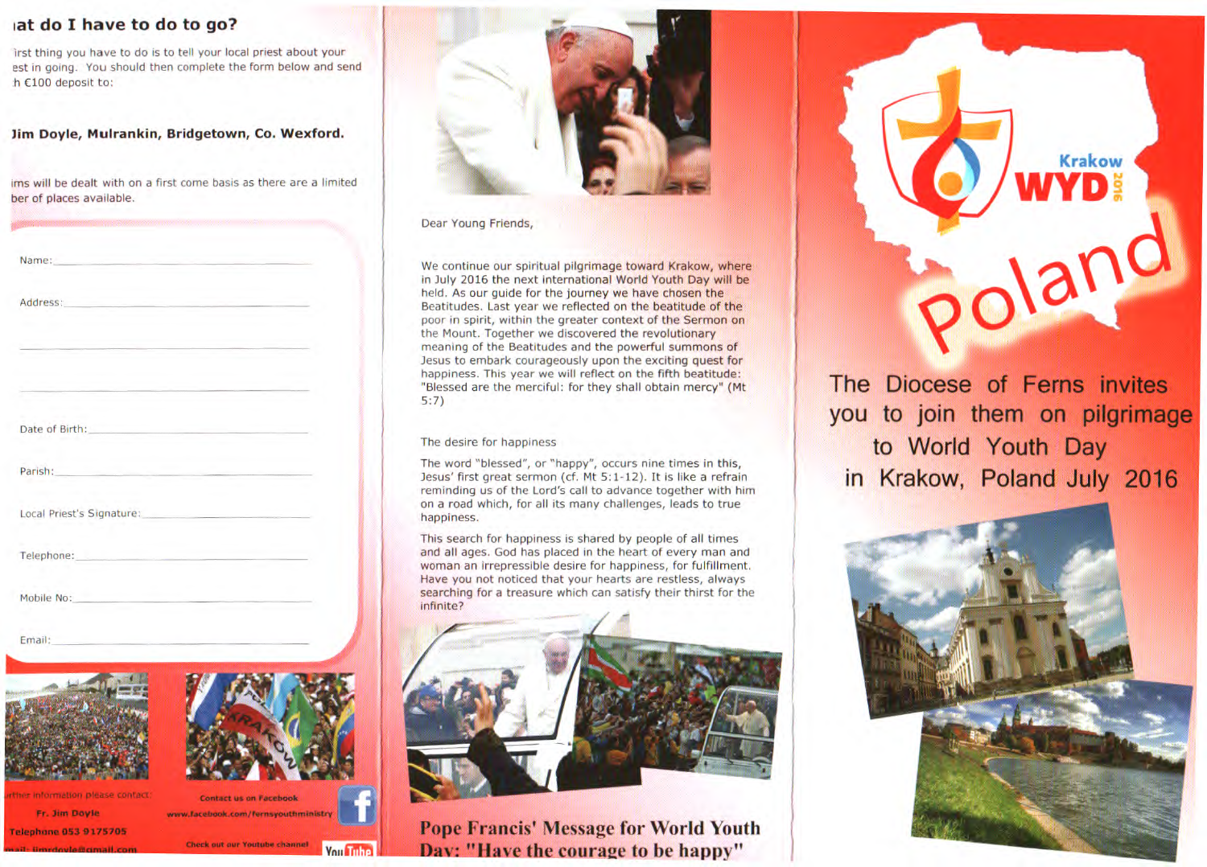## ...hat do I have to do to go?

...irst thing you have to do is to tell your local priest about your ...est in going. You should then complete the form below and send ...h €100 deposit to:

**Jim Doyle, Mulrankin, Bridgetown, Co. Wexford.**

...ims will be dealt with on a first come basis as there are a limited ...ber of places available.

Name: \_\_\_\_\_\_\_\_\_\_\_\_\_\_\_\_\_\_\_\_\_\_\_\_\_\_\_\_\_\_

Address: \_\_\_\_\_\_\_\_\_\_\_\_\_\_\_\_\_\_\_\_\_\_\_\_\_\_\_\_\_\_

\_\_\_\_\_\_\_\_\_\_\_\_\_\_\_\_\_\_\_\_\_\_\_\_\_\_\_\_\_\_

\_\_\_\_\_\_\_\_\_\_\_\_\_\_\_\_\_\_\_\_\_\_\_\_\_\_\_\_\_\_

Date of Birth: \_\_\_\_\_\_\_\_\_\_\_\_\_\_\_\_\_\_\_\_\_\_\_\_\_\_\_\_\_\_

Parish: \_\_\_\_\_\_\_\_\_\_\_\_\_\_\_\_\_\_\_\_\_\_\_\_\_\_\_\_\_\_

Local Priest's Signature: \_\_\_\_\_\_\_\_\_\_\_\_\_\_\_\_\_\_\_\_\_\_\_\_\_\_\_\_\_\_

Telephone: \_\_\_\_\_\_\_\_\_\_\_\_\_\_\_\_\_\_\_\_\_\_\_\_\_\_\_\_\_\_

Mobile No: \_\_\_\_\_\_\_\_\_\_\_\_\_\_\_\_\_\_\_\_\_\_\_\_\_\_\_\_\_\_

Email: \_\_\_\_\_\_\_\_\_\_\_\_\_\_\_\_\_\_\_\_\_\_\_\_\_\_\_\_\_\_

...rther information please contact:

Fr. Jim Doyle

Telephone 053 9175705

...ail: jimrdoyle@gmail.com

Contact us on Facebook

www.facebook.com/fernsyouthministry

Check out our Youtube channel

Dear Young Friends,

We continue our spiritual pilgrimage toward Krakow, where in July 2016 the next international World Youth Day will be held. As our guide for the journey we have chosen the Beatitudes. Last year we reflected on the beatitude of the poor in spirit, within the greater context of the Sermon on the Mount. Together we discovered the revolutionary meaning of the Beatitudes and the powerful summons of Jesus to embark courageously upon the exciting quest for happiness. This year we will reflect on the fifth beatitude: "Blessed are the merciful: for they shall obtain mercy" (Mt 5:7)

### The desire for happiness

The word "blessed", or "happy", occurs nine times in this, Jesus' first great sermon (cf. Mt 5:1-12). It is like a refrain reminding us of the Lord's call to advance together with him on a road which, for all its many challenges, leads to true happiness.

This search for happiness is shared by people of all times and all ages. God has placed in the heart of every man and woman an irrepressible desire for happiness, for fulfillment. Have you not noticed that your hearts are restless, always searching for a treasure which can satisfy their thirst for the infinite?

## Pope Francis' Message for World Youth Day: "Have the courage to be happy"

Krakow WYD 2016

# Poland

## The Diocese of Ferns invites you to join them on pilgrimage to World Youth Day in Krakow, Poland July 2016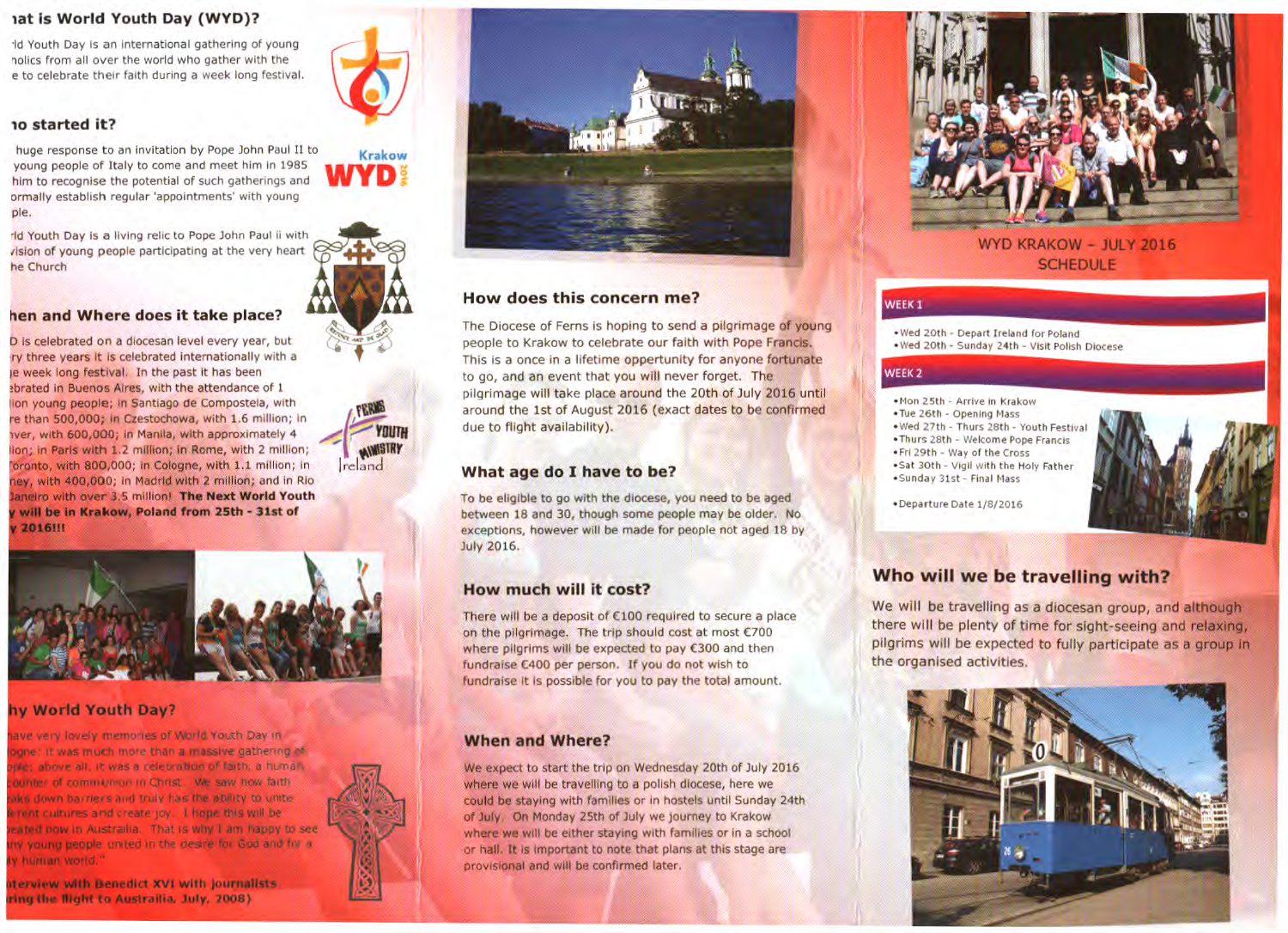## ...hat is World Youth Day (WYD)?

...ld Youth Day is an international gathering of young ...holics from all over the world who gather with the ...e to celebrate their faith during a week long festival.

## ...ho started it?

...huge response to an invitation by Pope John Paul II to ...young people of Italy to come and meet him in 1985 ...him to recognise the potential of such gatherings and ...ormally establish regular 'appointments' with young ...ple.

...ld Youth Day is a living relic to Pope John Paul ii with ...vision of young people participating at the very heart ...he Church

## ...hen and Where does it take place?

...D is celebrated on a diocesan level every year, but ...ry three years it is celebrated internationally with a ...e week long festival. In the past it has been ...ebrated in Buenos Aires, with the attendance of 1 ...ion young people; in Santiago de Compostela, with ...re than 500,000; in Czestochowa, with 1.6 million; in ...ver, with 600,000; in Manila, with approximately 4 ...lion; in Paris with 1.2 million; in Rome, with 2 million; ...oronto, with 800,000; in Cologne, with 1.1 million; in ...ney, with 400,000; in Madrid with 2 million; and in Rio ...Janeiro with over 3.5 million! **The Next World Youth ...y will be in Krakow, Poland from 25th - 31st of ...y 2016!!!**

## ...hy World Youth Day?

...ave very lovely memories of World Youth Day in ...logne: it was much more than a massive gathering of ...ople; above all, it was a celebration of faith, a human ...counter of communion in Christ. We saw how faith ...akes down barriers and truly has the ability to unite ...ferent cultures and create joy. I hope this will be ...peated now in Australia. That is why I am happy to see ...thy young people united in the desire for God and for a ...ly human world."

...terview with Benedict XVI with journalists ...ring the flight to Australia, July, 2008)

## How does this concern me?

The Diocese of Ferns is hoping to send a pilgrimage of young people to Krakow to celebrate our faith with Pope Francis. This is a once in a lifetime opportunity for anyone fortunate to go, and an event that you will never forget. The pilgrimage will take place around the 20th of July 2016 until around the 1st of August 2016 (exact dates to be confirmed due to flight availability).

## What age do I have to be?

To be eligible to go with the diocese, you need to be aged between 18 and 30, though some people may be older. No exceptions, however will be made for people not aged 18 by July 2016.

## How much will it cost?

There will be a deposit of €100 required to secure a place on the pilgrimage. The trip should cost at most €700 where pilgrims will be expected to pay €300 and then fundraise €400 per person. If you do not wish to fundraise it is possible for you to pay the total amount.

## When and Where?

We expect to start the trip on Wednesday 20th of July 2016 where we will be travelling to a polish diocese, here we could be staying with families or in hostels until Sunday 24th of July. On Monday 25th of July we journey to Krakow where we will be either staying with families or in a school or hall. It is important to note that plans at this stage are provisional and will be confirmed later.

## WYD KRAKOW – JULY 2016 SCHEDULE

**WEEK 1**

- Wed 20th - Depart Ireland for Poland
- Wed 20th - Sunday 24th - Visit Polish Diocese

**WEEK 2**

- Mon 25th - Arrive in Krakow
- Tue 26th - Opening Mass
- Wed 27th - Thurs 28th - Youth Festival
- Thurs 28th - Welcome Pope Francis
- Fri 29th - Way of the Cross
- Sat 30th - Vigil with the Holy Father
- Sunday 31st - Final Mass

- Departure Date 1/8/2016

## Who will we be travelling with?

We will be travelling as a diocesan group, and although there will be plenty of time for sight-seeing and relaxing, pilgrims will be expected to fully participate as a group in the organised activities.